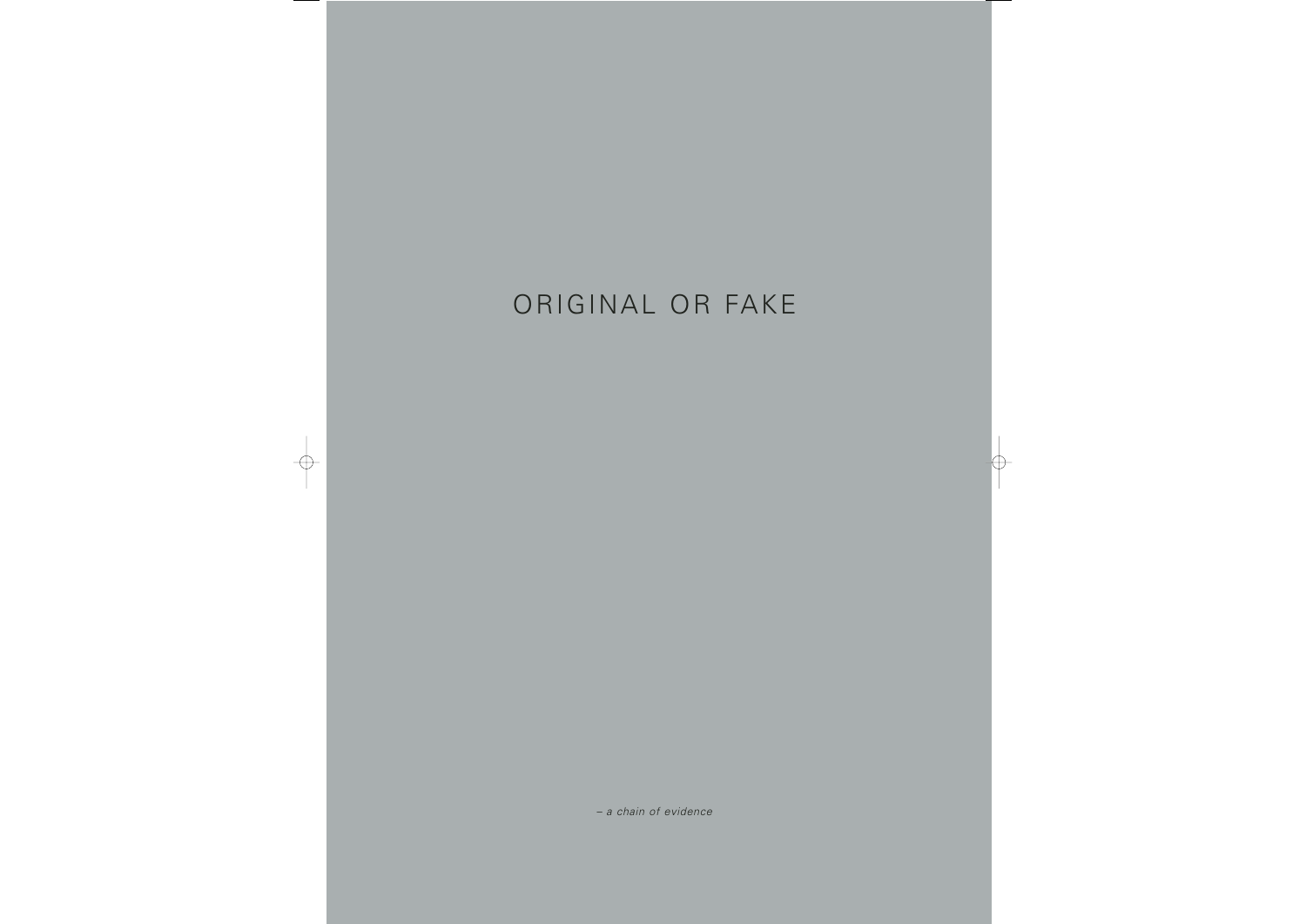# ORIGINAL OR FAKE

*– a chain of evidence*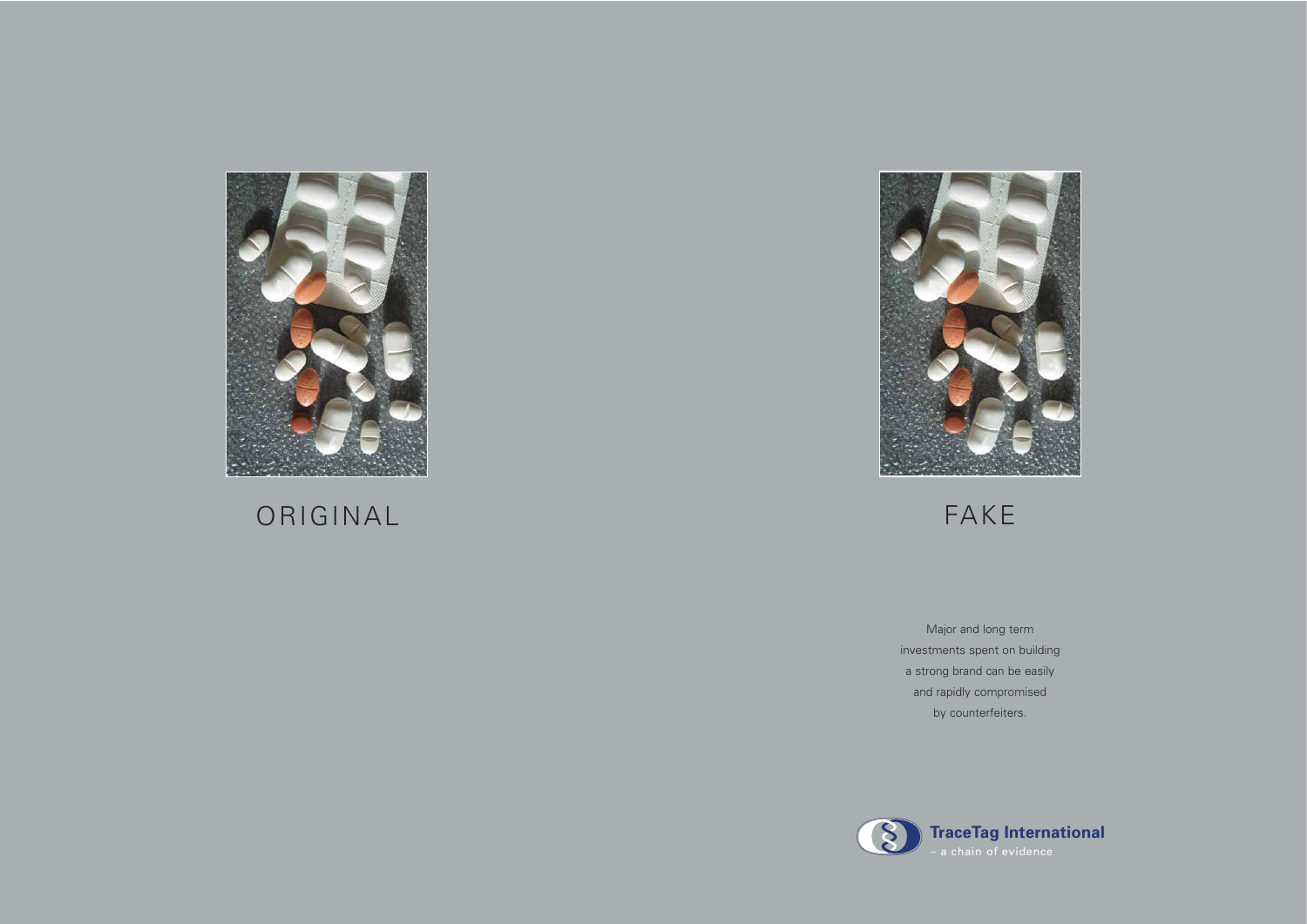ORIGINAL

FAKE

Major and long term investments spent on building a strong brand can be easily and rapidly compromised by counterfeiters.

**TraceTag International**
– a chain of evidence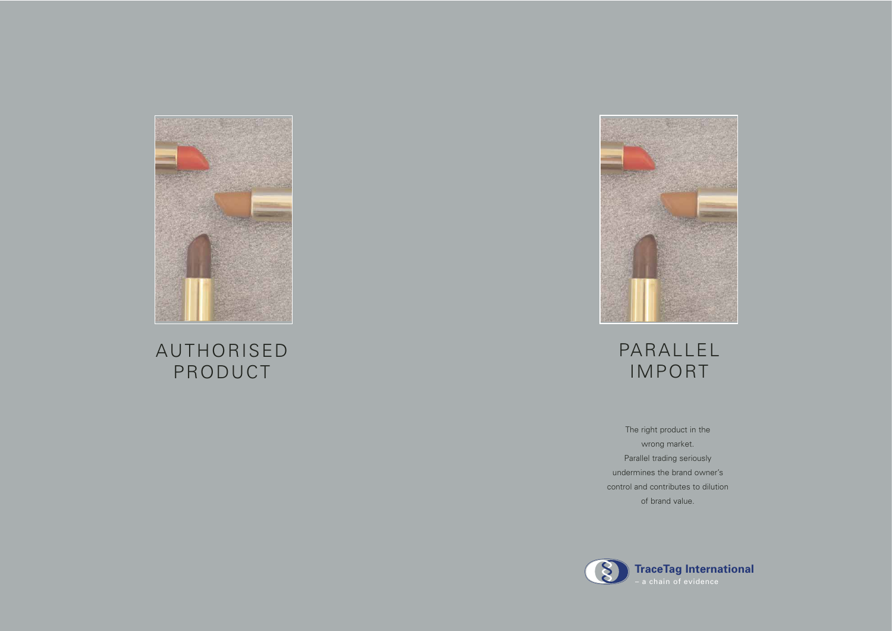AUTHORISED PRODUCT

PARALLEL IMPORT

The right product in the wrong market. Parallel trading seriously undermines the brand owner's control and contributes to dilution of brand value.

**TraceTag International**
– a chain of evidence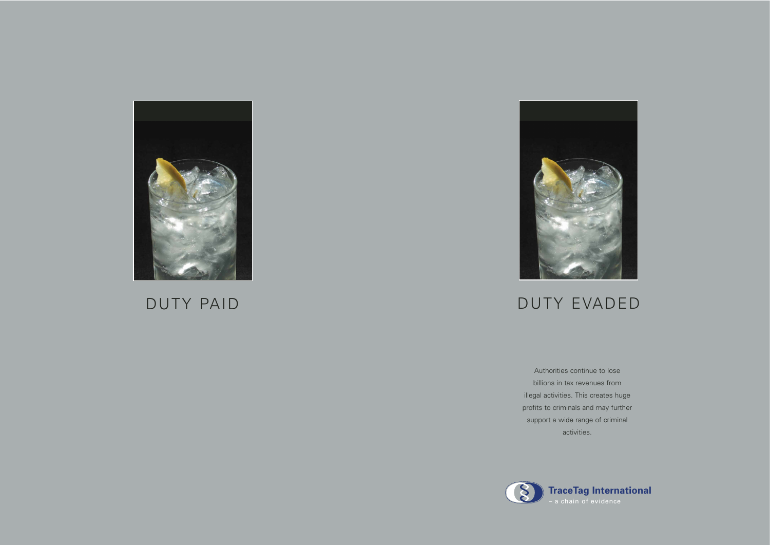DUTY PAID

DUTY EVADED

Authorities continue to lose billions in tax revenues from illegal activities. This creates huge profits to criminals and may further support a wide range of criminal activities.

**TraceTag International**
– a chain of evidence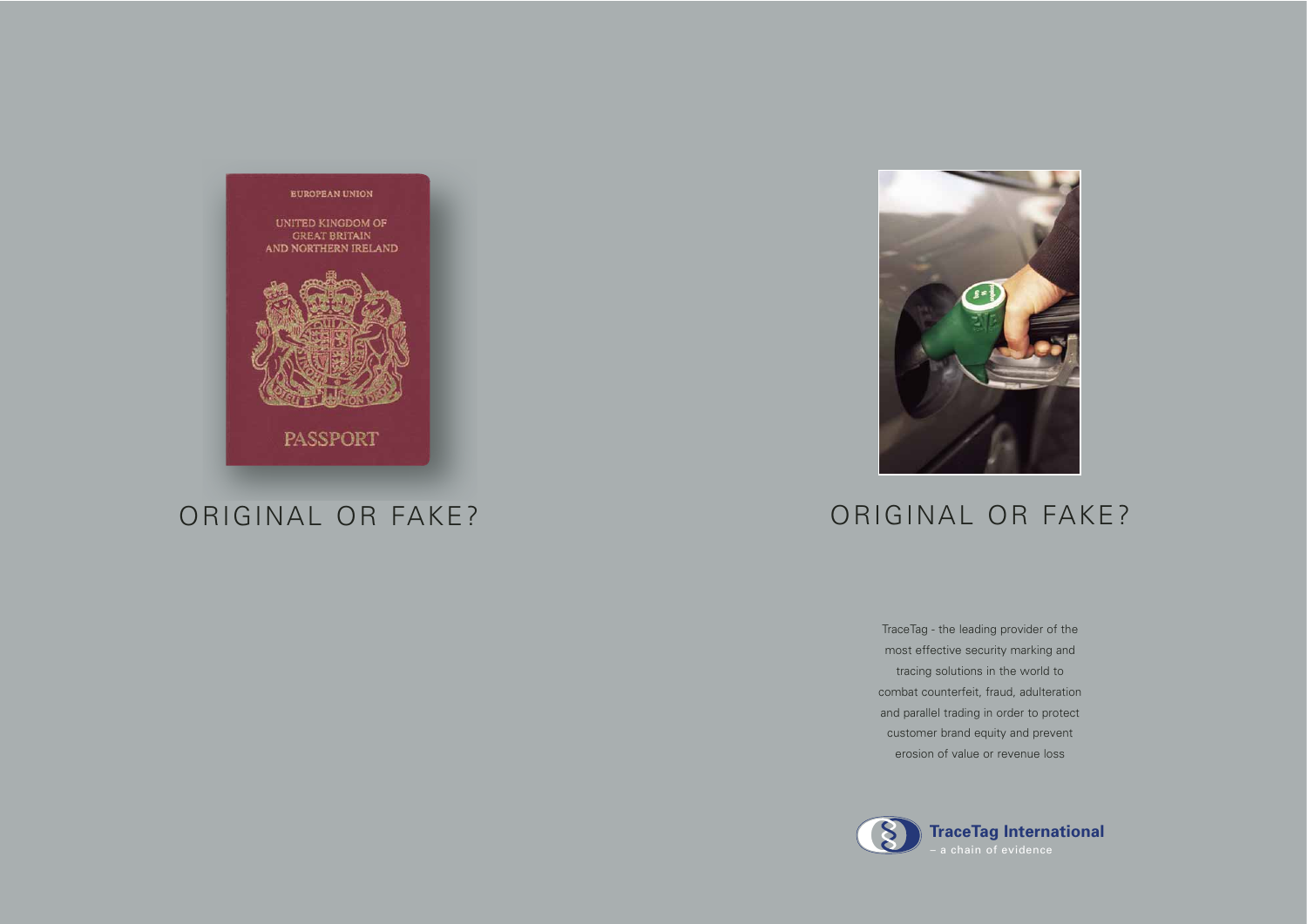ORIGINAL OR FAKE?

ORIGINAL OR FAKE?

TraceTag - the leading provider of the most effective security marking and tracing solutions in the world to combat counterfeit, fraud, adulteration and parallel trading in order to protect customer brand equity and prevent erosion of value or revenue loss

**TraceTag International**
– a chain of evidence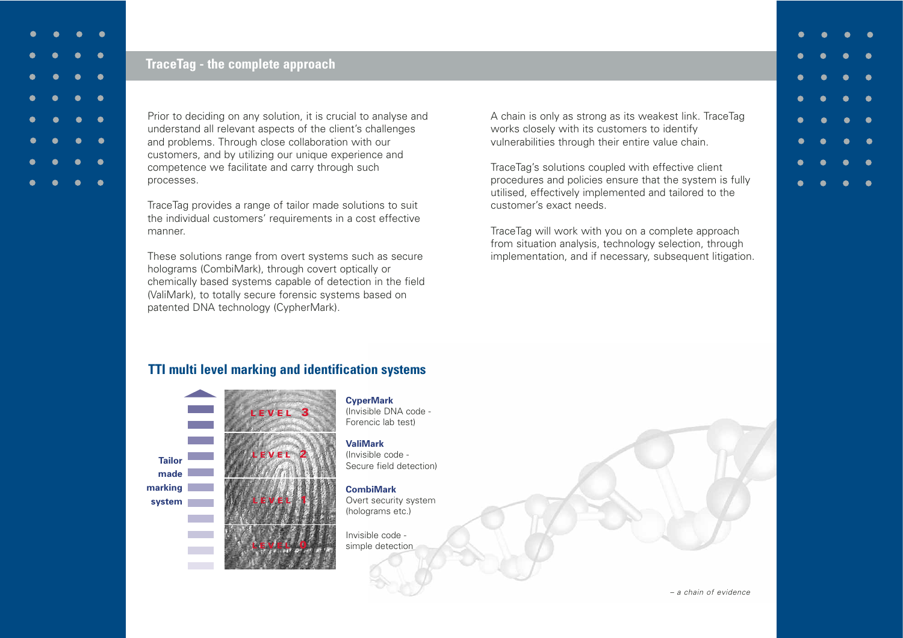## TraceTag - the complete approach

Prior to deciding on any solution, it is crucial to analyse and understand all relevant aspects of the client's challenges and problems. Through close collaboration with our customers, and by utilizing our unique experience and competence we facilitate and carry through such processes.

TraceTag provides a range of tailor made solutions to suit the individual customers' requirements in a cost effective manner.

These solutions range from overt systems such as secure holograms (CombiMark), through covert optically or chemically based systems capable of detection in the field (ValiMark), to totally secure forensic systems based on patented DNA technology (CypherMark).

A chain is only as strong as its weakest link. TraceTag works closely with its customers to identify vulnerabilities through their entire value chain.

TraceTag's solutions coupled with effective client procedures and policies ensure that the system is fully utilised, effectively implemented and tailored to the customer's exact needs.

TraceTag will work with you on a complete approach from situation analysis, technology selection, through implementation, and if necessary, subsequent litigation.

## TTI multi level marking and identification systems

Tailor made marking system

LEVEL 3 — **CyperMark** (Invisible DNA code - Forencic lab test)

LEVEL 2 — **ValiMark** (Invisible code - Secure field detection)

LEVEL 1 — **CombiMark** Overt security system (holograms etc.)

LEVEL 0 — Invisible code - simple detection

*– a chain of evidence*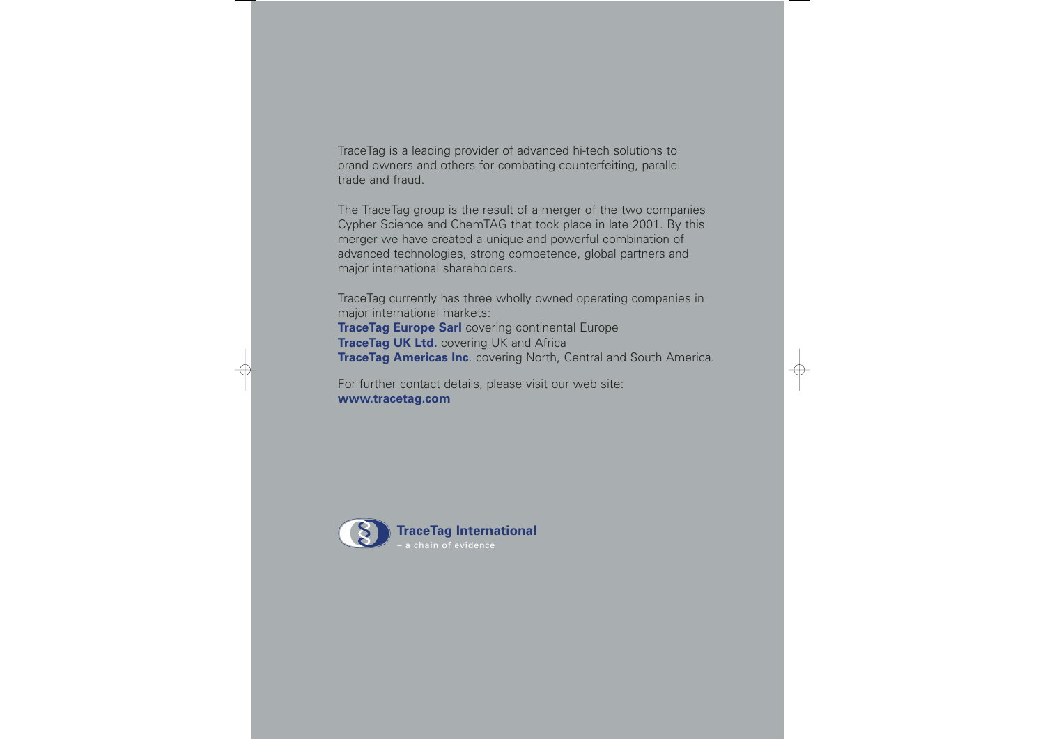TraceTag is a leading provider of advanced hi-tech solutions to brand owners and others for combating counterfeiting, parallel trade and fraud.

The TraceTag group is the result of a merger of the two companies Cypher Science and ChemTAG that took place in late 2001. By this merger we have created a unique and powerful combination of advanced technologies, strong competence, global partners and major international shareholders.

TraceTag currently has three wholly owned operating companies in major international markets:
**TraceTag Europe Sarl** covering continental Europe
**TraceTag UK Ltd.** covering UK and Africa
**TraceTag Americas Inc**. covering North, Central and South America.

For further contact details, please visit our web site:
**www.tracetag.com**

**TraceTag International**
– a chain of evidence